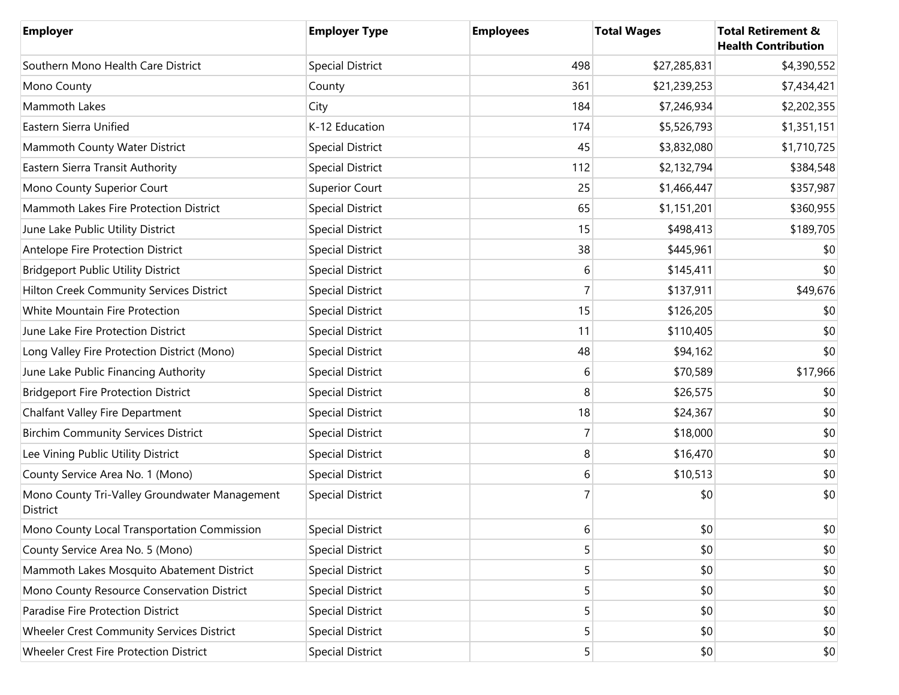| Employer | Employer Type | Employees | Total Wages | Total Retirement & Health Contribution |
|---|---|---|---|---|
| Southern Mono Health Care District | Special District | 498 | $27,285,831 | $4,390,552 |
| Mono County | County | 361 | $21,239,253 | $7,434,421 |
| Mammoth Lakes | City | 184 | $7,246,934 | $2,202,355 |
| Eastern Sierra Unified | K-12 Education | 174 | $5,526,793 | $1,351,151 |
| Mammoth County Water District | Special District | 45 | $3,832,080 | $1,710,725 |
| Eastern Sierra Transit Authority | Special District | 112 | $2,132,794 | $384,548 |
| Mono County Superior Court | Superior Court | 25 | $1,466,447 | $357,987 |
| Mammoth Lakes Fire Protection District | Special District | 65 | $1,151,201 | $360,955 |
| June Lake Public Utility District | Special District | 15 | $498,413 | $189,705 |
| Antelope Fire Protection District | Special District | 38 | $445,961 | $0 |
| Bridgeport Public Utility District | Special District | 6 | $145,411 | $0 |
| Hilton Creek Community Services District | Special District | 7 | $137,911 | $49,676 |
| White Mountain Fire Protection | Special District | 15 | $126,205 | $0 |
| June Lake Fire Protection District | Special District | 11 | $110,405 | $0 |
| Long Valley Fire Protection District (Mono) | Special District | 48 | $94,162 | $0 |
| June Lake Public Financing Authority | Special District | 6 | $70,589 | $17,966 |
| Bridgeport Fire Protection District | Special District | 8 | $26,575 | $0 |
| Chalfant Valley Fire Department | Special District | 18 | $24,367 | $0 |
| Birchim Community Services District | Special District | 7 | $18,000 | $0 |
| Lee Vining Public Utility District | Special District | 8 | $16,470 | $0 |
| County Service Area No. 1 (Mono) | Special District | 6 | $10,513 | $0 |
| Mono County Tri-Valley Groundwater Management District | Special District | 7 | $0 | $0 |
| Mono County Local Transportation Commission | Special District | 6 | $0 | $0 |
| County Service Area No. 5 (Mono) | Special District | 5 | $0 | $0 |
| Mammoth Lakes Mosquito Abatement District | Special District | 5 | $0 | $0 |
| Mono County Resource Conservation District | Special District | 5 | $0 | $0 |
| Paradise Fire Protection District | Special District | 5 | $0 | $0 |
| Wheeler Crest Community Services District | Special District | 5 | $0 | $0 |
| Wheeler Crest Fire Protection District | Special District | 5 | $0 | $0 |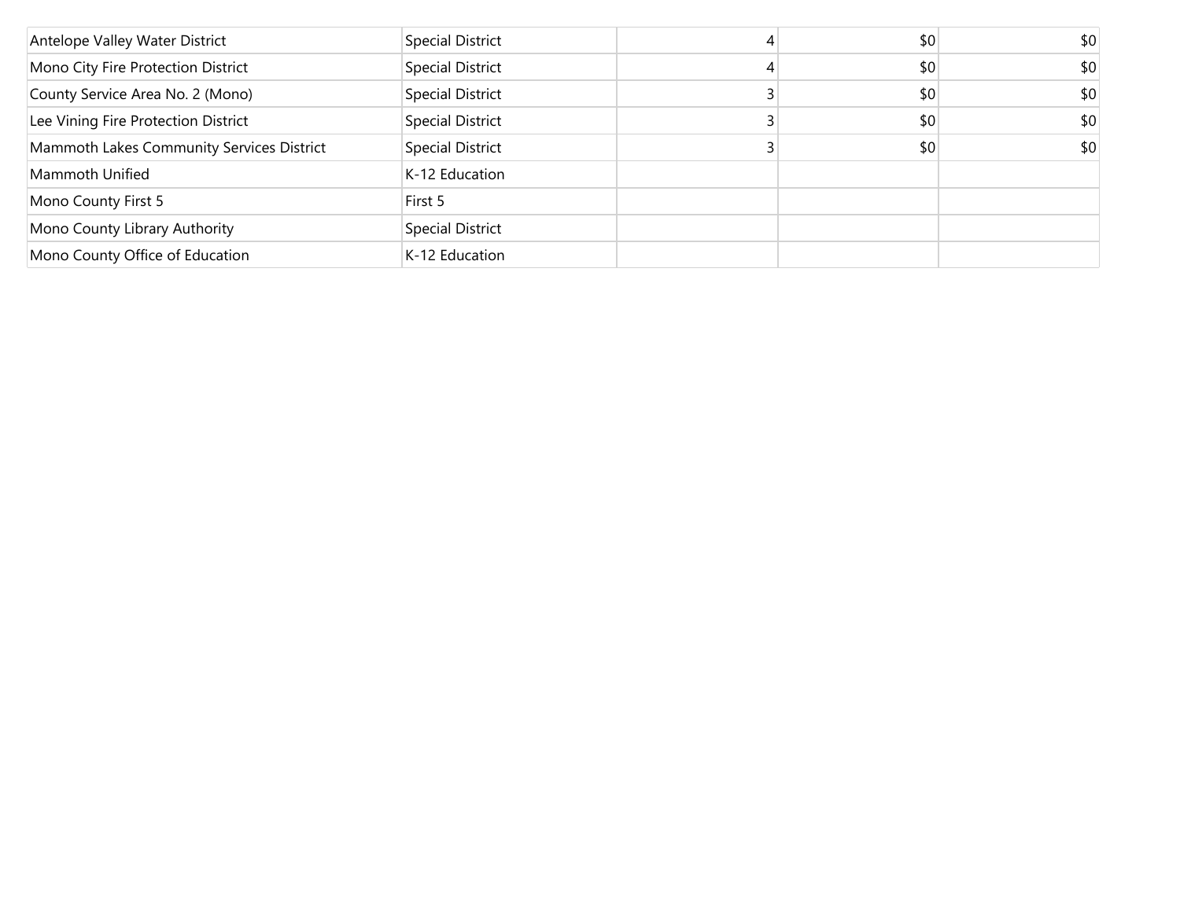| | | | | |
|---|---|---|---|---|
| Antelope Valley Water District | Special District | 4 | $0 | $0 |
| Mono City Fire Protection District | Special District | 4 | $0 | $0 |
| County Service Area No. 2 (Mono) | Special District | 3 | $0 | $0 |
| Lee Vining Fire Protection District | Special District | 3 | $0 | $0 |
| Mammoth Lakes Community Services District | Special District | 3 | $0 | $0 |
| Mammoth Unified | K-12 Education | | | |
| Mono County First 5 | First 5 | | | |
| Mono County Library Authority | Special District | | | |
| Mono County Office of Education | K-12 Education | | | |